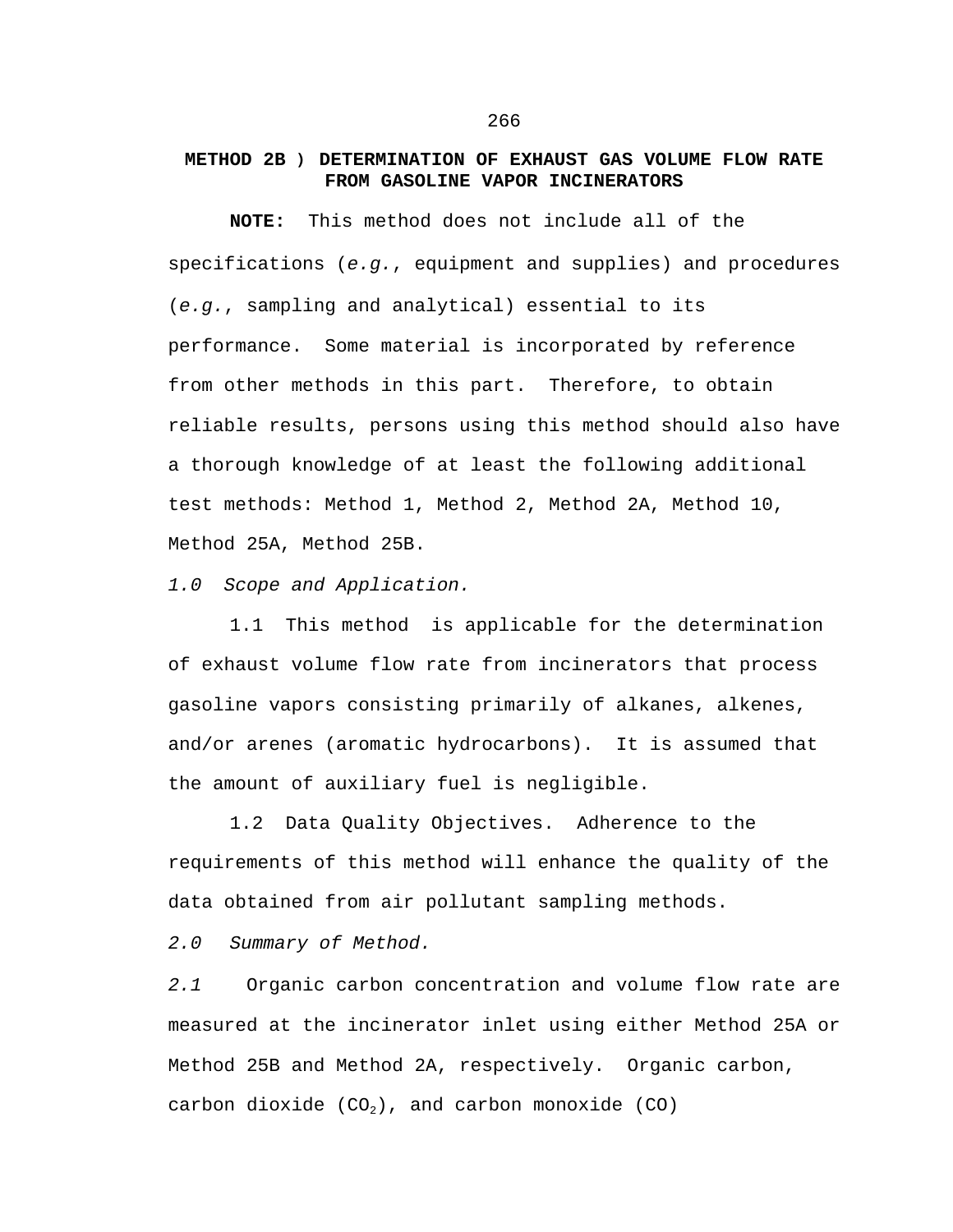# METHOD 2B ) DETERMINATION OF EXHAUST GAS VOLUME FLOW RATE FROM GASOLINE VAPOR INCINERATORS

**NOTE:** This method does not include all of the specifications (*e.g.*, equipment and supplies) and procedures (*e.g.*, sampling and analytical) essential to its performance. Some material is incorporated by reference from other methods in this part. Therefore, to obtain reliable results, persons using this method should also have a thorough knowledge of at least the following additional test methods: Method 1, Method 2, Method 2A, Method 10, Method 25A, Method 25B.

*1.0 Scope and Application.*

1.1 This method is applicable for the determination of exhaust volume flow rate from incinerators that process gasoline vapors consisting primarily of alkanes, alkenes, and/or arenes (aromatic hydrocarbons). It is assumed that the amount of auxiliary fuel is negligible.

1.2 Data Quality Objectives. Adherence to the requirements of this method will enhance the quality of the data obtained from air pollutant sampling methods.

*2.0 Summary of Method.*

*2.1* Organic carbon concentration and volume flow rate are measured at the incinerator inlet using either Method 25A or Method 25B and Method 2A, respectively. Organic carbon, carbon dioxide ($CO_2$), and carbon monoxide (CO)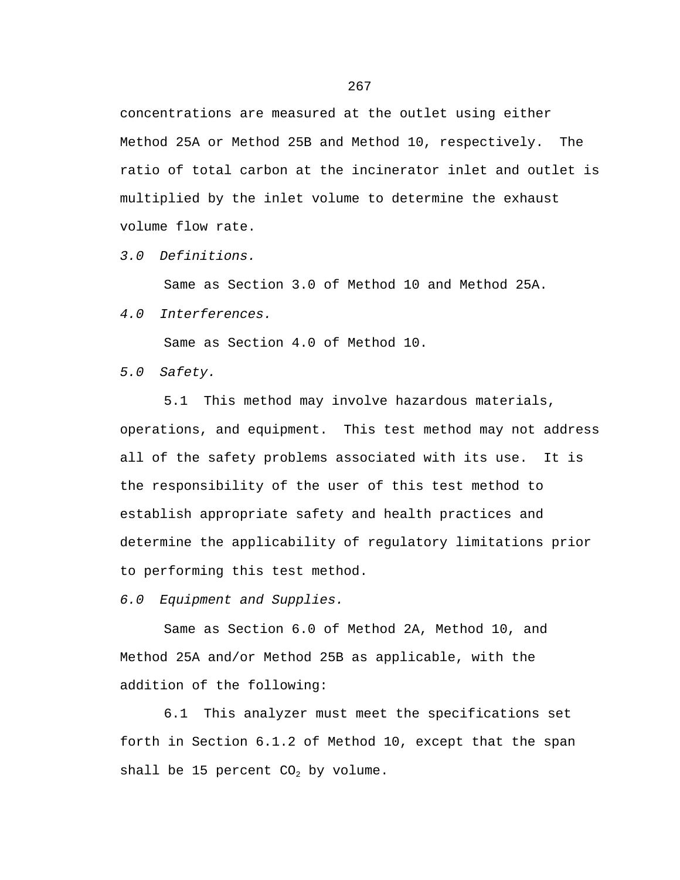concentrations are measured at the outlet using either Method 25A or Method 25B and Method 10, respectively. The ratio of total carbon at the incinerator inlet and outlet is multiplied by the inlet volume to determine the exhaust volume flow rate.

*3.0 Definitions.*

Same as Section 3.0 of Method 10 and Method 25A.

*4.0 Interferences.*

Same as Section 4.0 of Method 10.

*5.0 Safety.*

5.1 This method may involve hazardous materials, operations, and equipment. This test method may not address all of the safety problems associated with its use. It is the responsibility of the user of this test method to establish appropriate safety and health practices and determine the applicability of regulatory limitations prior to performing this test method.

*6.0 Equipment and Supplies.*

Same as Section 6.0 of Method 2A, Method 10, and Method 25A and/or Method 25B as applicable, with the addition of the following:

6.1 This analyzer must meet the specifications set forth in Section 6.1.2 of Method 10, except that the span shall be 15 percent $CO_2$ by volume.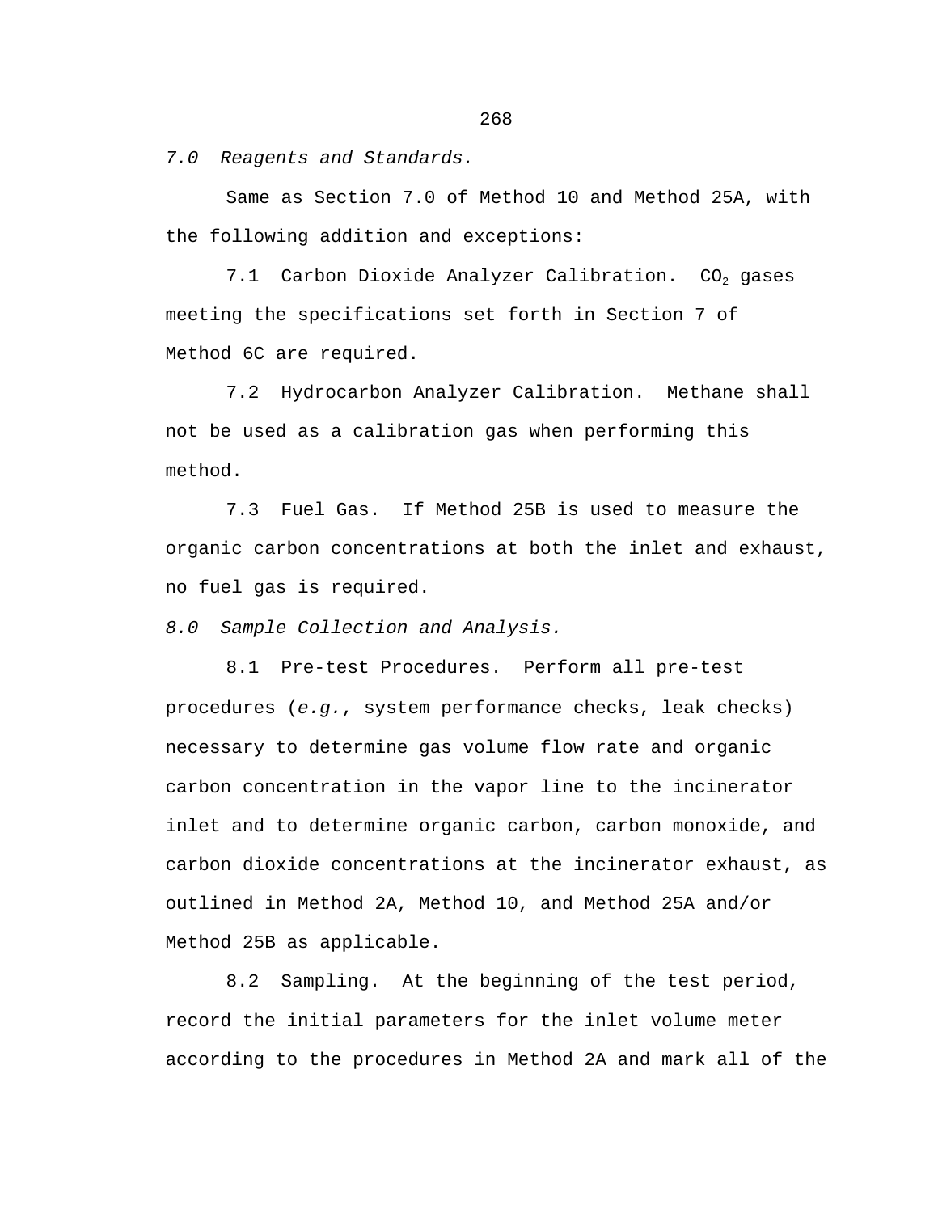*7.0  Reagents and Standards.*

Same as Section 7.0 of Method 10 and Method 25A, with the following addition and exceptions:

7.1  Carbon Dioxide Analyzer Calibration.  $CO_2$ gases meeting the specifications set forth in Section 7 of Method 6C are required.

7.2  Hydrocarbon Analyzer Calibration.  Methane shall not be used as a calibration gas when performing this method.

7.3  Fuel Gas.  If Method 25B is used to measure the organic carbon concentrations at both the inlet and exhaust, no fuel gas is required.

*8.0  Sample Collection and Analysis.*

8.1  Pre-test Procedures.  Perform all pre-test procedures (*e.g.*, system performance checks, leak checks) necessary to determine gas volume flow rate and organic carbon concentration in the vapor line to the incinerator inlet and to determine organic carbon, carbon monoxide, and carbon dioxide concentrations at the incinerator exhaust, as outlined in Method 2A, Method 10, and Method 25A and/or Method 25B as applicable.

8.2  Sampling.  At the beginning of the test period, record the initial parameters for the inlet volume meter according to the procedures in Method 2A and mark all of the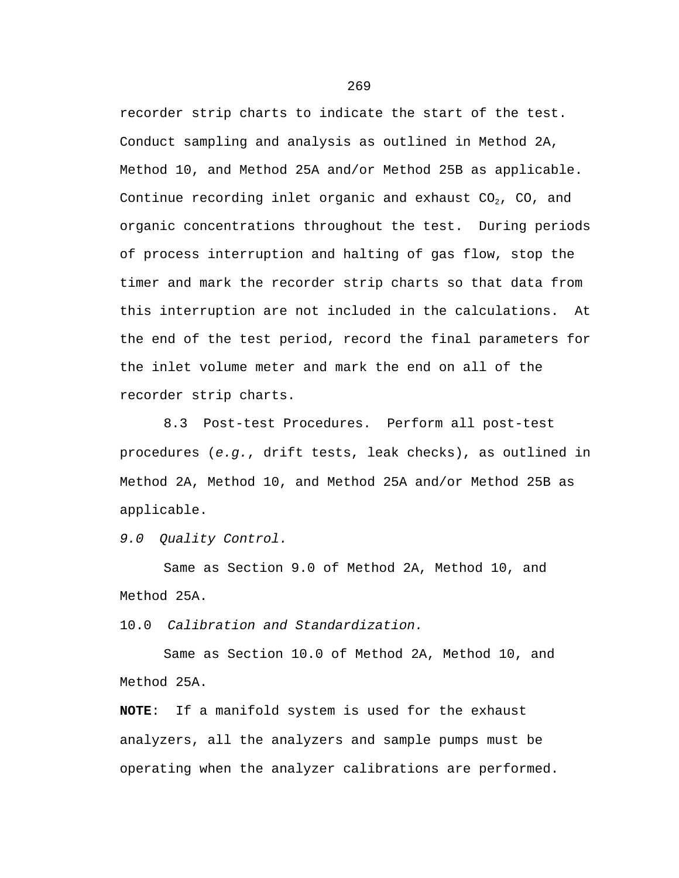recorder strip charts to indicate the start of the test. Conduct sampling and analysis as outlined in Method 2A, Method 10, and Method 25A and/or Method 25B as applicable. Continue recording inlet organic and exhaust $CO_2$, CO, and organic concentrations throughout the test. During periods of process interruption and halting of gas flow, stop the timer and mark the recorder strip charts so that data from this interruption are not included in the calculations. At the end of the test period, record the final parameters for the inlet volume meter and mark the end on all of the recorder strip charts.

8.3 Post-test Procedures. Perform all post-test procedures (*e.g.*, drift tests, leak checks), as outlined in Method 2A, Method 10, and Method 25A and/or Method 25B as applicable.

*9.0 Quality Control.*

Same as Section 9.0 of Method 2A, Method 10, and Method 25A.

10.0 *Calibration and Standardization.*

Same as Section 10.0 of Method 2A, Method 10, and Method 25A.

**NOTE**: If a manifold system is used for the exhaust analyzers, all the analyzers and sample pumps must be operating when the analyzer calibrations are performed.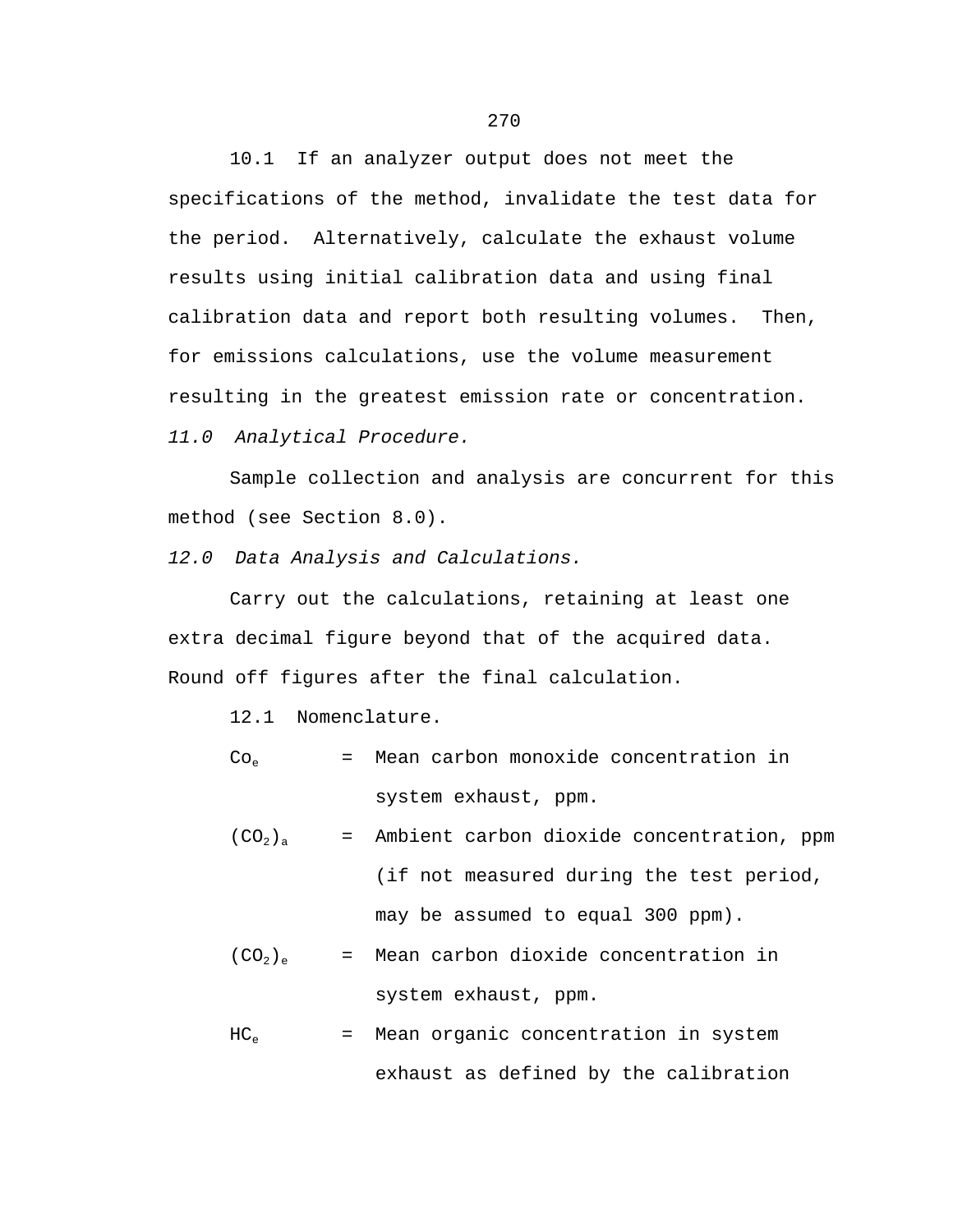10.1 If an analyzer output does not meet the specifications of the method, invalidate the test data for the period. Alternatively, calculate the exhaust volume results using initial calibration data and using final calibration data and report both resulting volumes. Then, for emissions calculations, use the volume measurement resulting in the greatest emission rate or concentration.

*11.0 Analytical Procedure.*

Sample collection and analysis are concurrent for this method (see Section 8.0).

*12.0 Data Analysis and Calculations.*

Carry out the calculations, retaining at least one extra decimal figure beyond that of the acquired data. Round off figures after the final calculation.

12.1 Nomenclature.

$Co_e$ = Mean carbon monoxide concentration in system exhaust, ppm.

$(CO_2)_a$ = Ambient carbon dioxide concentration, ppm (if not measured during the test period, may be assumed to equal 300 ppm).

$(CO_2)_e$ = Mean carbon dioxide concentration in system exhaust, ppm.

$HC_e$ = Mean organic concentration in system exhaust as defined by the calibration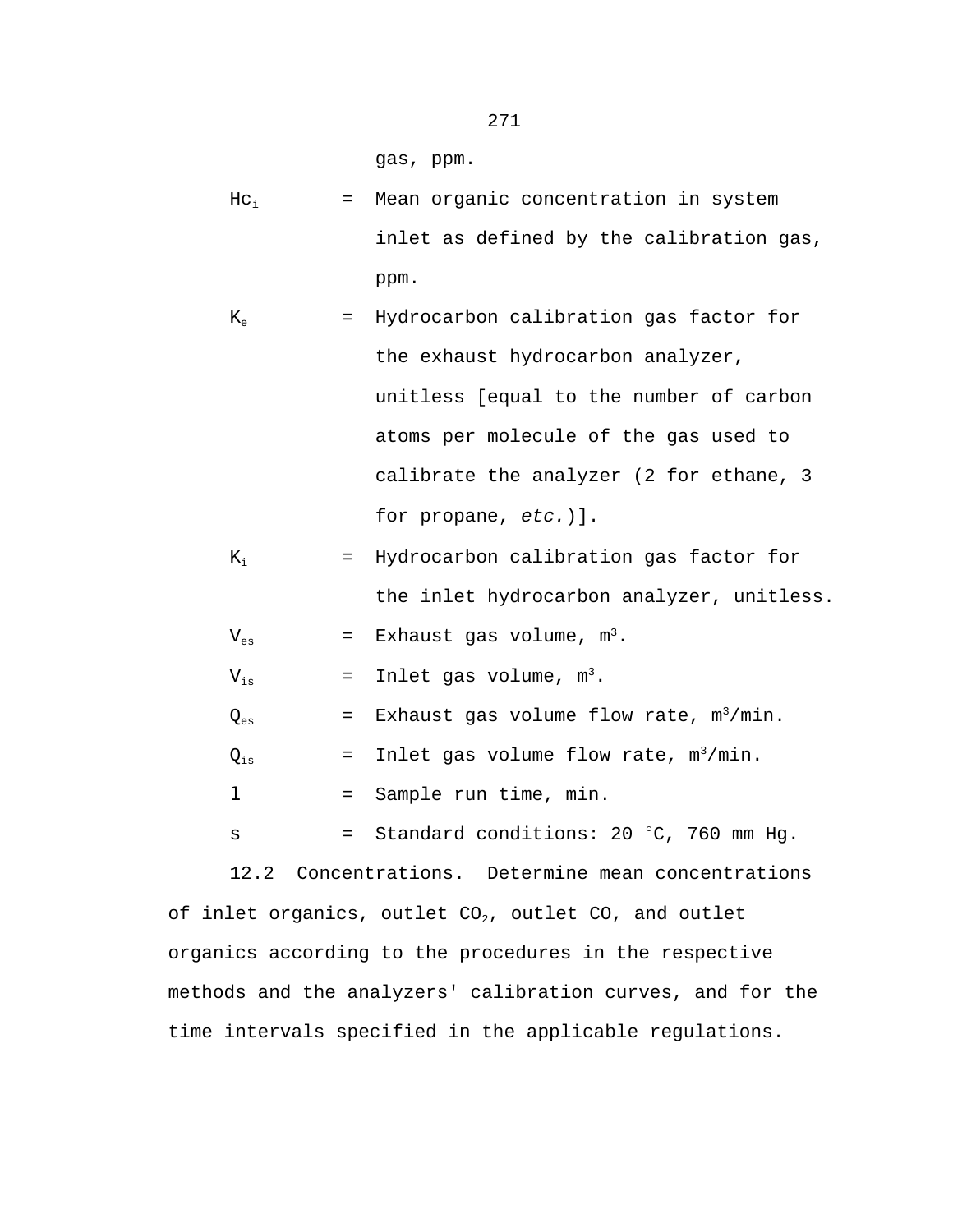gas, ppm.

$Hc_i$ = Mean organic concentration in system inlet as defined by the calibration gas, ppm.

$K_e$ = Hydrocarbon calibration gas factor for the exhaust hydrocarbon analyzer, unitless [equal to the number of carbon atoms per molecule of the gas used to calibrate the analyzer (2 for ethane, 3 for propane, *etc.*)].

$K_i$ = Hydrocarbon calibration gas factor for the inlet hydrocarbon analyzer, unitless.

$V_{es}$ = Exhaust gas volume, $m^3$.

$V_{is}$ = Inlet gas volume, $m^3$.

$Q_{es}$ = Exhaust gas volume flow rate, $m^3$/min.

$Q_{is}$ = Inlet gas volume flow rate, $m^3$/min.

l = Sample run time, min.

s = Standard conditions: 20 °C, 760 mm Hg.

12.2 Concentrations. Determine mean concentrations of inlet organics, outlet $CO_2$, outlet CO, and outlet organics according to the procedures in the respective methods and the analyzers' calibration curves, and for the time intervals specified in the applicable regulations.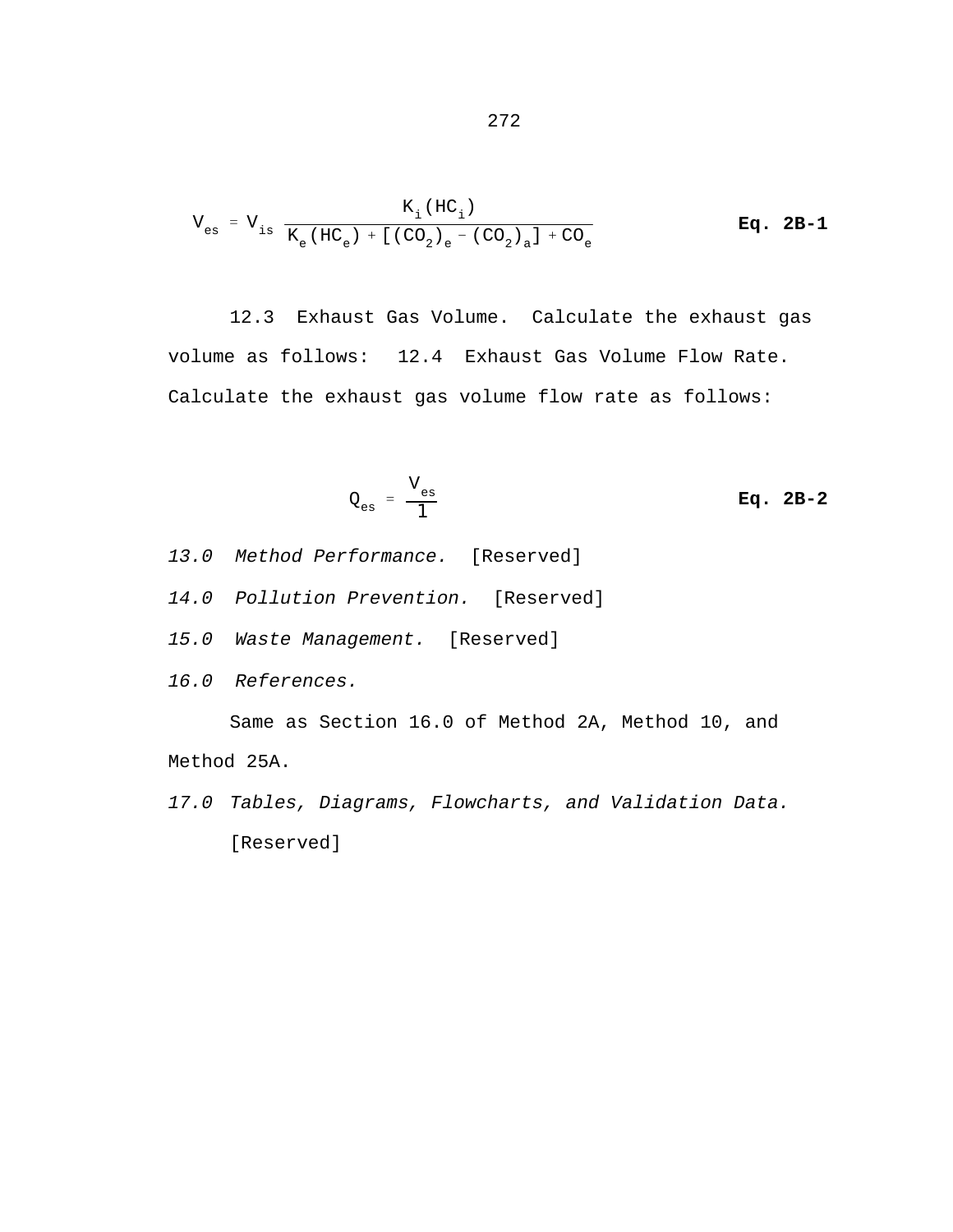$$V_{es} = V_{is} \frac{K_i(HC_i)}{K_e(HC_e) + [(CO_2)_e - (CO_2)_a] + CO_e} \qquad \textbf{Eq. 2B-1}$$

12.3 Exhaust Gas Volume. Calculate the exhaust gas volume as follows: 12.4 Exhaust Gas Volume Flow Rate. Calculate the exhaust gas volume flow rate as follows:

$$Q_{es} = \frac{V_{es}}{1} \qquad \textbf{Eq. 2B-2}$$

*13.0 Method Performance.* [Reserved]

*14.0 Pollution Prevention.* [Reserved]

*15.0 Waste Management.* [Reserved]

*16.0 References.*

Same as Section 16.0 of Method 2A, Method 10, and Method 25A.

*17.0 Tables, Diagrams, Flowcharts, and Validation Data.*

[Reserved]